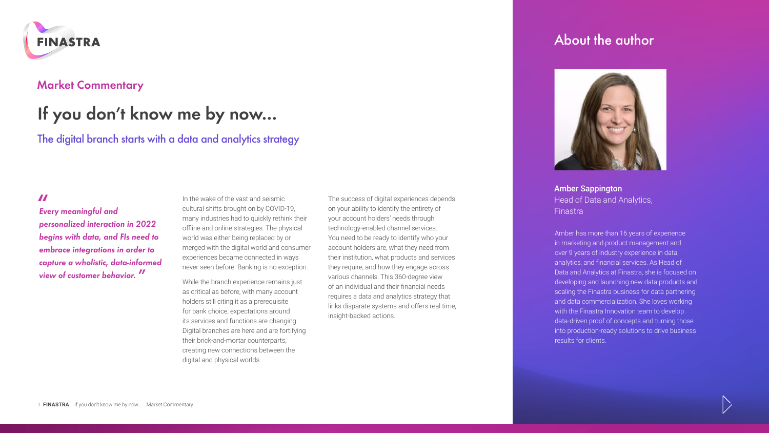## Market Commentary

# If you don't know me by now...

### The digital branch starts with a data and analytics strategy

> *"Every meaningful and personalized interaction in 2022 begins with data, and FIs need to embrace integrations in order to capture a wholistic, data-informed view of customer behavior."*

In the wake of the vast and seismic cultural shifts brought on by COVID-19, many industries had to quickly rethink their offline and online strategies. The physical world was either being replaced by or merged with the digital world and consumer experiences became connected in ways never seen before. Banking is no exception.

While the branch experience remains just as critical as before, with many account holders still citing it as a prerequisite for bank choice, expectations around its services and functions are changing. Digital branches are here and are fortifying their brick-and-mortar counterparts, creating new connections between the digital and physical worlds.

The success of digital experiences depends on your ability to identify the entirety of your account holders' needs through technology-enabled channel services. You need to be ready to identify who your account holders are, what they need from their institution, what products and services they require, and how they engage across various channels. This 360-degree view of an individual and their financial needs requires a data and analytics strategy that links disparate systems and offers real time, insight-backed actions.

## About the author

**Amber Sappington**
Head of Data and Analytics, Finastra

Amber has more than 16 years of experience in marketing and product management and over 9 years of industry experience in data, analytics, and financial services. As Head of Data and Analytics at Finastra, she is focused on developing and launching new data products and scaling the Finastra business for data partnering and data commercialization. She loves working with the Finastra Innovation team to develop data-driven proof of concepts and turning those into production-ready solutions to drive business results for clients.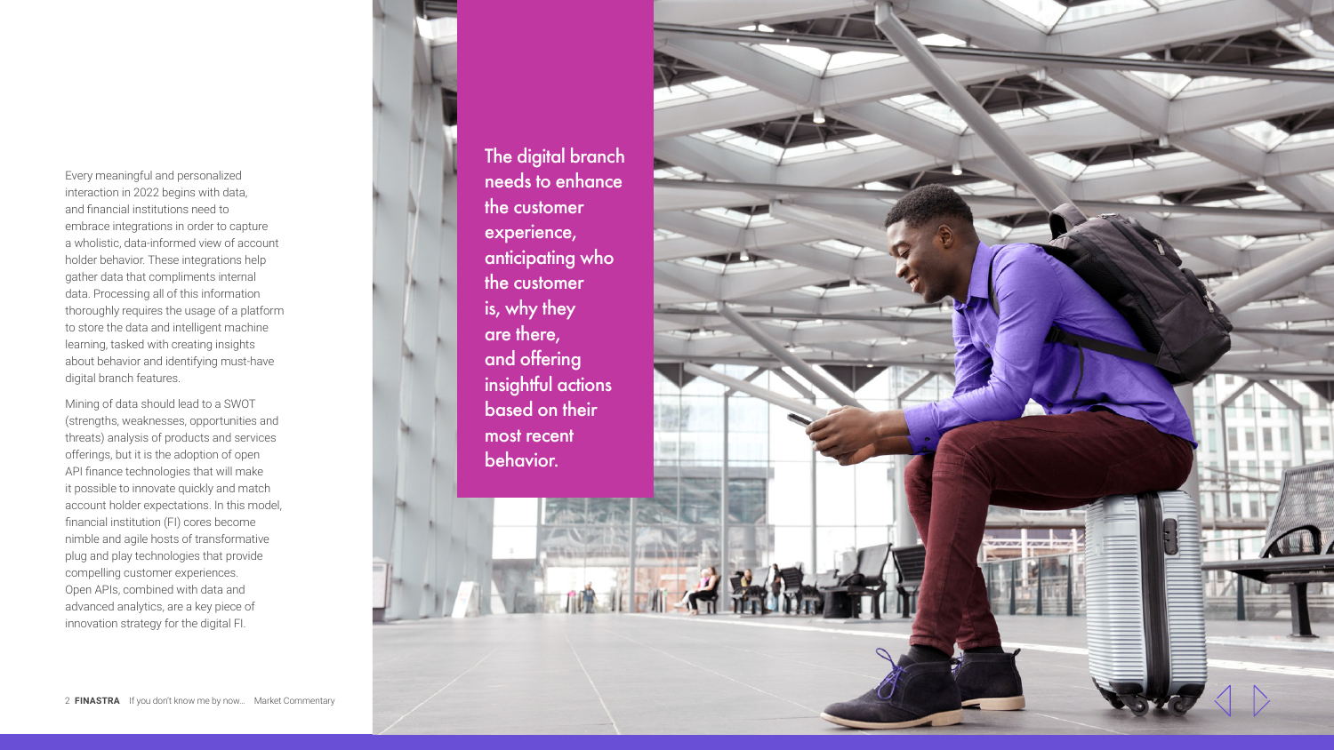Every meaningful and personalized interaction in 2022 begins with data, and financial institutions need to embrace integrations in order to capture a wholistic, data-informed view of account holder behavior. These integrations help gather data that compliments internal data. Processing all of this information thoroughly requires the usage of a platform to store the data and intelligent machine learning, tasked with creating insights about behavior and identifying must-have digital branch features.

Mining of data should lead to a SWOT (strengths, weaknesses, opportunities and threats) analysis of products and services offerings, but it is the adoption of open API finance technologies that will make it possible to innovate quickly and match account holder expectations. In this model, financial institution (FI) cores become nimble and agile hosts of transformative plug and play technologies that provide compelling customer experiences. Open APIs, combined with data and advanced analytics, are a key piece of innovation strategy for the digital FI.

**The digital branch needs to enhance the customer experience, anticipating who the customer is, why they are there, and offering insightful actions based on their most recent behavior.**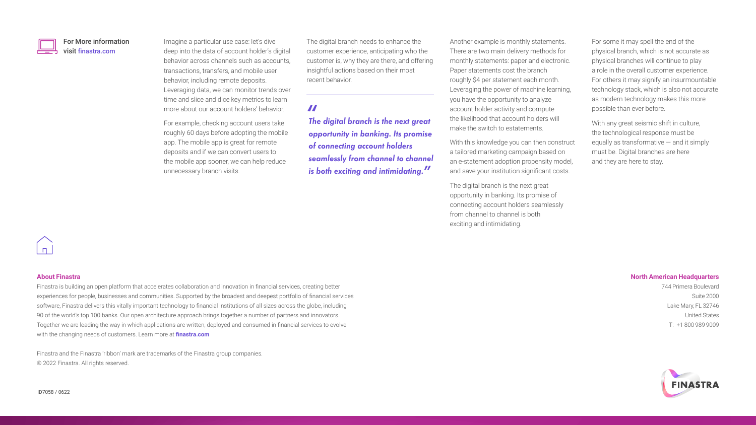**For More information visit finastra.com**

Imagine a particular use case: let's dive deep into the data of account holder's digital behavior across channels such as accounts, transactions, transfers, and mobile user behavior, including remote deposits. Leveraging data, we can monitor trends over time and slice and dice key metrics to learn more about our account holders' behavior.

For example, checking account users take roughly 60 days before adopting the mobile app. The mobile app is great for remote deposits and if we can convert users to the mobile app sooner, we can help reduce unnecessary branch visits.

The digital branch needs to enhance the customer experience, anticipating who the customer is, why they are there, and offering insightful actions based on their most recent behavior.

> ***"The digital branch is the next great opportunity in banking. Its promise of connecting account holders seamlessly from channel to channel is both exciting and intimidating."***

Another example is monthly statements. There are two main delivery methods for monthly statements: paper and electronic. Paper statements cost the branch roughly $4 per statement each month. Leveraging the power of machine learning, you have the opportunity to analyze account holder activity and compute the likelihood that account holders will make the switch to estatements.

With this knowledge you can then construct a tailored marketing campaign based on an e-statement adoption propensity model, and save your institution significant costs.

The digital branch is the next great opportunity in banking. Its promise of connecting account holders seamlessly from channel to channel is both exciting and intimidating.

For some it may spell the end of the physical branch, which is not accurate as physical branches will continue to play a role in the overall customer experience. For others it may signify an insurmountable technology stack, which is also not accurate as modern technology makes this more possible than ever before.

With any great seismic shift in culture, the technological response must be equally as transformative — and it simply must be. Digital branches are here and they are here to stay.

**About Finastra**

Finastra is building an open platform that accelerates collaboration and innovation in financial services, creating better experiences for people, businesses and communities. Supported by the broadest and deepest portfolio of financial services software, Finastra delivers this vitally important technology to financial institutions of all sizes across the globe, including 90 of the world's top 100 banks. Our open architecture approach brings together a number of partners and innovators. Together we are leading the way in which applications are written, deployed and consumed in financial services to evolve with the changing needs of customers. Learn more at **finastra.com**

Finastra and the Finastra 'ribbon' mark are trademarks of the Finastra group companies.
© 2022 Finastra. All rights reserved.

**North American Headquarters**

744 Primera Boulevard
Suite 2000
Lake Mary, FL 32746
United States
T: +1 800 989 9009

FINASTRA

ID7058 / 0622